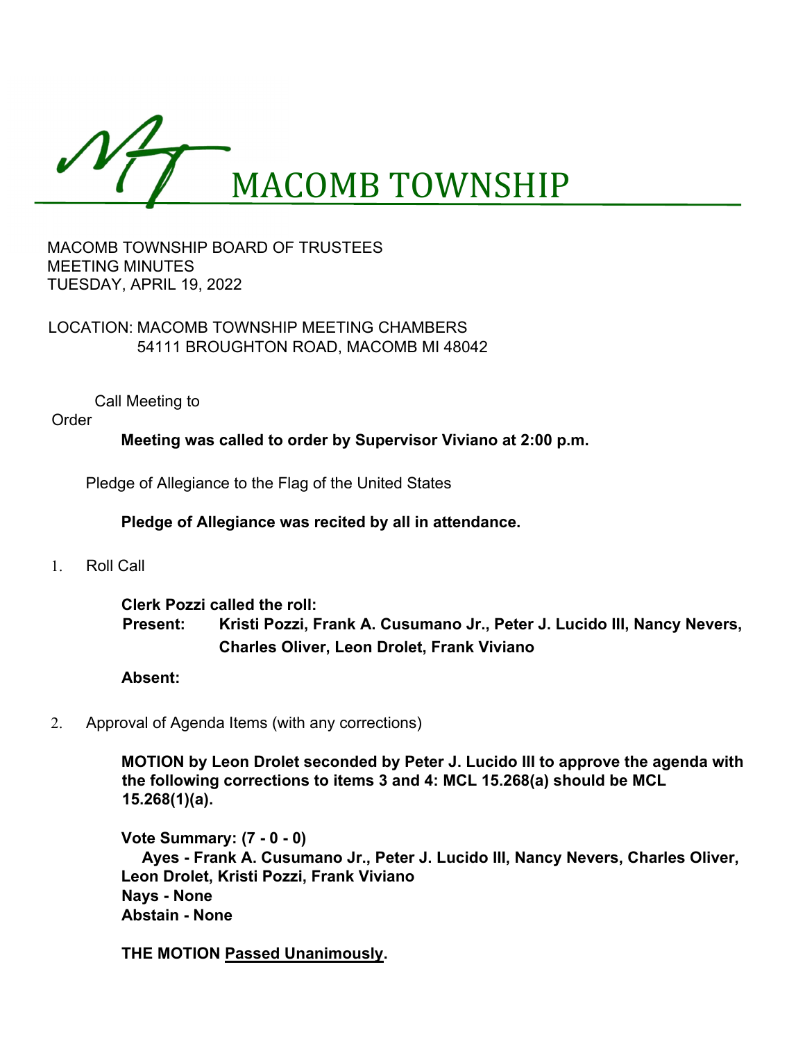# MACOMB TOWNSHIP

MACOMB TOWNSHIP BOARD OF TRUSTEES
MEETING MINUTES
TUESDAY, APRIL 19, 2022

LOCATION: MACOMB TOWNSHIP MEETING CHAMBERS
54111 BROUGHTON ROAD, MACOMB MI 48042

Call Meeting to Order

**Meeting was called to order by Supervisor Viviano at 2:00 p.m.**

Pledge of Allegiance to the Flag of the United States

**Pledge of Allegiance was recited by all in attendance.**

1. Roll Call

**Clerk Pozzi called the roll:**
**Present: Kristi Pozzi, Frank A. Cusumano Jr., Peter J. Lucido III, Nancy Nevers, Charles Oliver, Leon Drolet, Frank Viviano**

**Absent:**

2. Approval of Agenda Items (with any corrections)

**MOTION by Leon Drolet seconded by Peter J. Lucido III to approve the agenda with the following corrections to items 3 and 4: MCL 15.268(a) should be MCL 15.268(1)(a).**

**Vote Summary: (7 - 0 - 0)**
**Ayes - Frank A. Cusumano Jr., Peter J. Lucido III, Nancy Nevers, Charles Oliver, Leon Drolet, Kristi Pozzi, Frank Viviano**
**Nays - None**
**Abstain - None**

**THE MOTION <u>Passed Unanimously</u>.**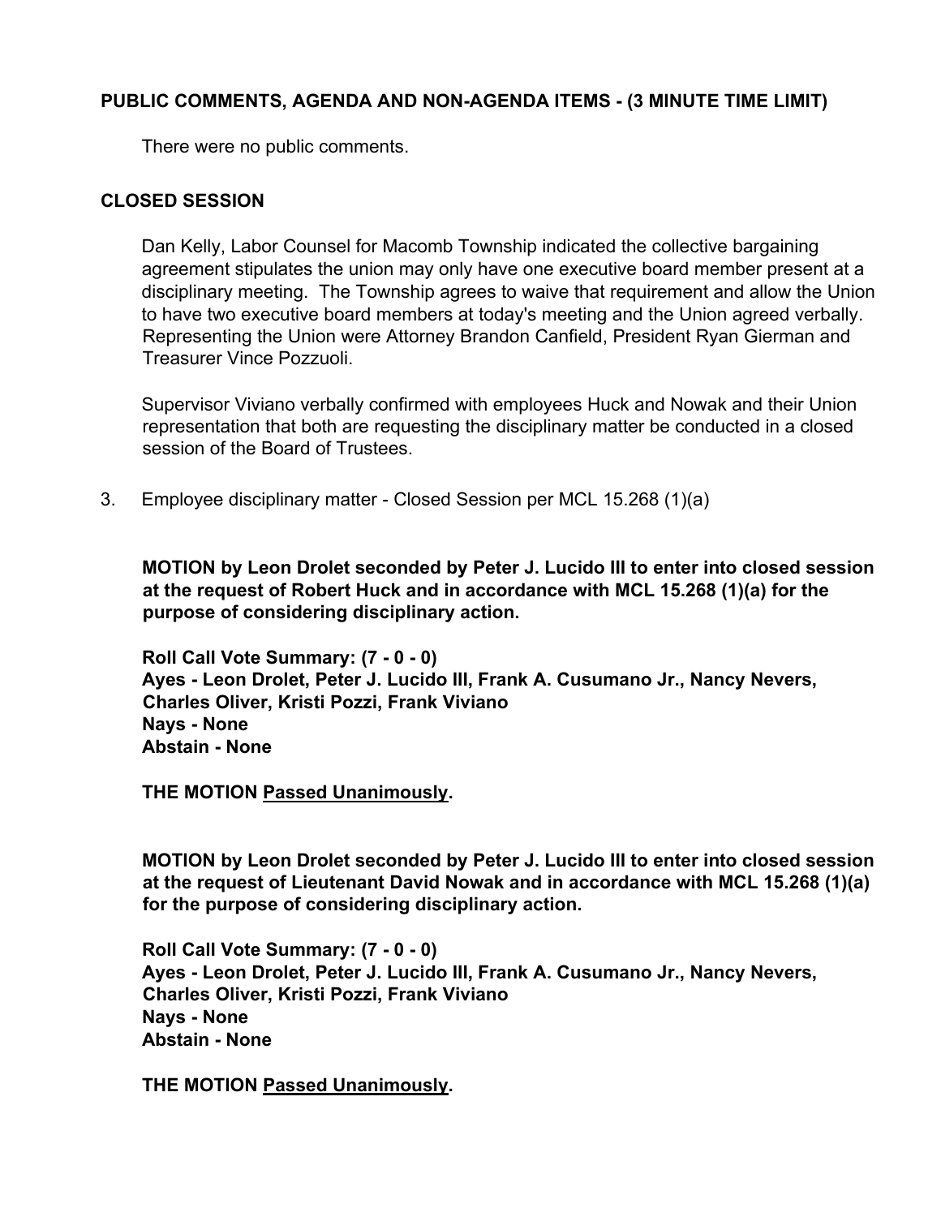## PUBLIC COMMENTS, AGENDA AND NON-AGENDA ITEMS - (3 MINUTE TIME LIMIT)

There were no public comments.

## CLOSED SESSION

Dan Kelly, Labor Counsel for Macomb Township indicated the collective bargaining agreement stipulates the union may only have one executive board member present at a disciplinary meeting. The Township agrees to waive that requirement and allow the Union to have two executive board members at today's meeting and the Union agreed verbally. Representing the Union were Attorney Brandon Canfield, President Ryan Gierman and Treasurer Vince Pozzuoli.

Supervisor Viviano verbally confirmed with employees Huck and Nowak and their Union representation that both are requesting the disciplinary matter be conducted in a closed session of the Board of Trustees.

3. Employee disciplinary matter - Closed Session per MCL 15.268 (1)(a)

**MOTION by Leon Drolet seconded by Peter J. Lucido III to enter into closed session at the request of Robert Huck and in accordance with MCL 15.268 (1)(a) for the purpose of considering disciplinary action.**

**Roll Call Vote Summary: (7 - 0 - 0)**
**Ayes - Leon Drolet, Peter J. Lucido III, Frank A. Cusumano Jr., Nancy Nevers, Charles Oliver, Kristi Pozzi, Frank Viviano**
**Nays - None**
**Abstain - None**

**THE MOTION Passed Unanimously.**

**MOTION by Leon Drolet seconded by Peter J. Lucido III to enter into closed session at the request of Lieutenant David Nowak and in accordance with MCL 15.268 (1)(a) for the purpose of considering disciplinary action.**

**Roll Call Vote Summary: (7 - 0 - 0)**
**Ayes - Leon Drolet, Peter J. Lucido III, Frank A. Cusumano Jr., Nancy Nevers, Charles Oliver, Kristi Pozzi, Frank Viviano**
**Nays - None**
**Abstain - None**

**THE MOTION Passed Unanimously.**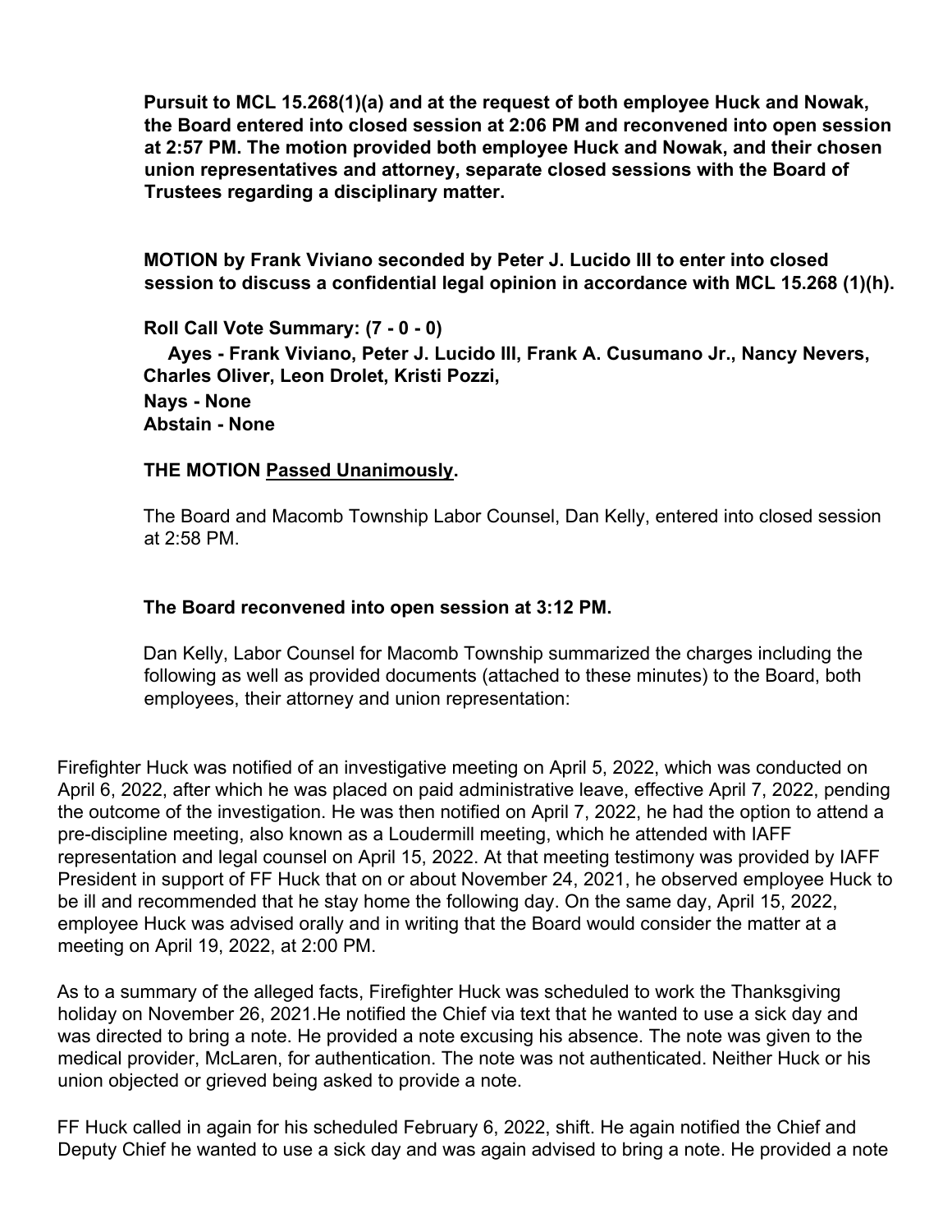**Pursuit to MCL 15.268(1)(a) and at the request of both employee Huck and Nowak, the Board entered into closed session at 2:06 PM and reconvened into open session at 2:57 PM. The motion provided both employee Huck and Nowak, and their chosen union representatives and attorney, separate closed sessions with the Board of Trustees regarding a disciplinary matter.**

**MOTION by Frank Viviano seconded by Peter J. Lucido III to enter into closed session to discuss a confidential legal opinion in accordance with MCL 15.268 (1)(h).**

**Roll Call Vote Summary: (7 - 0 - 0)**
**Ayes - Frank Viviano, Peter J. Lucido III, Frank A. Cusumano Jr., Nancy Nevers, Charles Oliver, Leon Drolet, Kristi Pozzi,**
**Nays - None**
**Abstain - None**

**THE MOTION Passed Unanimously.**

The Board and Macomb Township Labor Counsel, Dan Kelly, entered into closed session at 2:58 PM.

**The Board reconvened into open session at 3:12 PM.**

Dan Kelly, Labor Counsel for Macomb Township summarized the charges including the following as well as provided documents (attached to these minutes) to the Board, both employees, their attorney and union representation:

Firefighter Huck was notified of an investigative meeting on April 5, 2022, which was conducted on April 6, 2022, after which he was placed on paid administrative leave, effective April 7, 2022, pending the outcome of the investigation. He was then notified on April 7, 2022, he had the option to attend a pre-discipline meeting, also known as a Loudermill meeting, which he attended with IAFF representation and legal counsel on April 15, 2022. At that meeting testimony was provided by IAFF President in support of FF Huck that on or about November 24, 2021, he observed employee Huck to be ill and recommended that he stay home the following day. On the same day, April 15, 2022, employee Huck was advised orally and in writing that the Board would consider the matter at a meeting on April 19, 2022, at 2:00 PM.

As to a summary of the alleged facts, Firefighter Huck was scheduled to work the Thanksgiving holiday on November 26, 2021.He notified the Chief via text that he wanted to use a sick day and was directed to bring a note. He provided a note excusing his absence. The note was given to the medical provider, McLaren, for authentication. The note was not authenticated. Neither Huck or his union objected or grieved being asked to provide a note.

FF Huck called in again for his scheduled February 6, 2022, shift. He again notified the Chief and Deputy Chief he wanted to use a sick day and was again advised to bring a note. He provided a note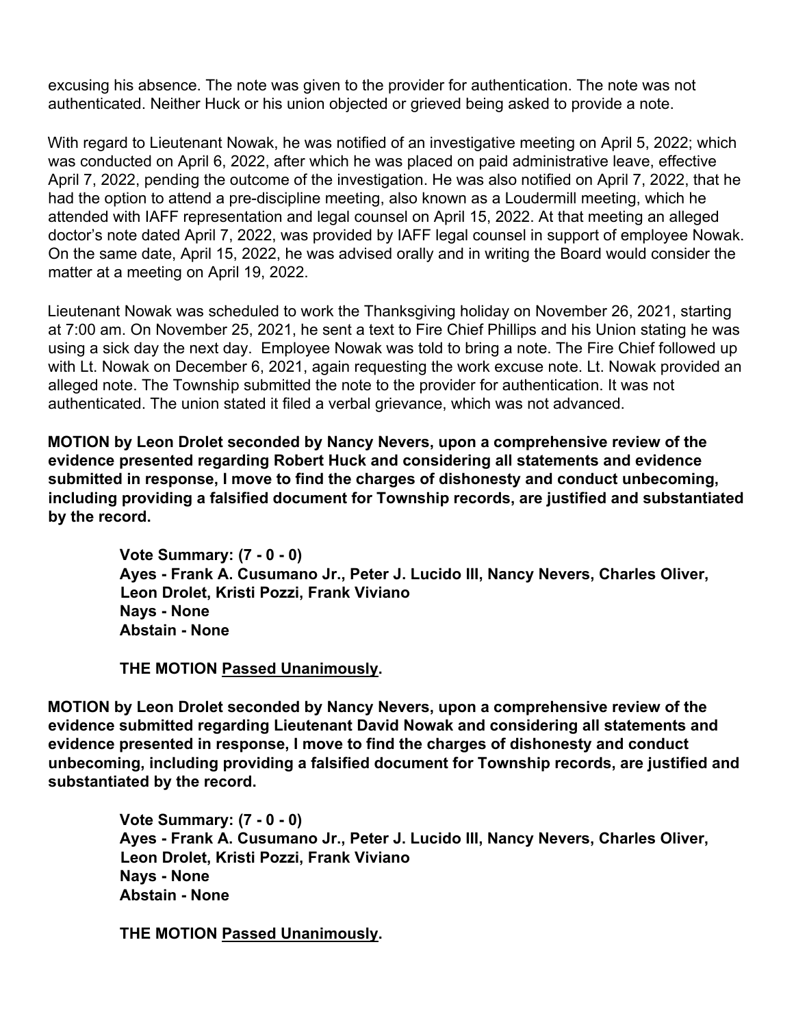excusing his absence. The note was given to the provider for authentication. The note was not authenticated. Neither Huck or his union objected or grieved being asked to provide a note.

With regard to Lieutenant Nowak, he was notified of an investigative meeting on April 5, 2022; which was conducted on April 6, 2022, after which he was placed on paid administrative leave, effective April 7, 2022, pending the outcome of the investigation. He was also notified on April 7, 2022, that he had the option to attend a pre-discipline meeting, also known as a Loudermill meeting, which he attended with IAFF representation and legal counsel on April 15, 2022. At that meeting an alleged doctor's note dated April 7, 2022, was provided by IAFF legal counsel in support of employee Nowak. On the same date, April 15, 2022, he was advised orally and in writing the Board would consider the matter at a meeting on April 19, 2022.

Lieutenant Nowak was scheduled to work the Thanksgiving holiday on November 26, 2021, starting at 7:00 am. On November 25, 2021, he sent a text to Fire Chief Phillips and his Union stating he was using a sick day the next day. Employee Nowak was told to bring a note. The Fire Chief followed up with Lt. Nowak on December 6, 2021, again requesting the work excuse note. Lt. Nowak provided an alleged note. The Township submitted the note to the provider for authentication. It was not authenticated. The union stated it filed a verbal grievance, which was not advanced.

**MOTION by Leon Drolet seconded by Nancy Nevers, upon a comprehensive review of the evidence presented regarding Robert Huck and considering all statements and evidence submitted in response, I move to find the charges of dishonesty and conduct unbecoming, including providing a falsified document for Township records, are justified and substantiated by the record.**

> **Vote Summary: (7 - 0 - 0)**
> **Ayes - Frank A. Cusumano Jr., Peter J. Lucido III, Nancy Nevers, Charles Oliver, Leon Drolet, Kristi Pozzi, Frank Viviano**
> **Nays - None**
> **Abstain - None**
>
> **THE MOTION Passed Unanimously.**

**MOTION by Leon Drolet seconded by Nancy Nevers, upon a comprehensive review of the evidence submitted regarding Lieutenant David Nowak and considering all statements and evidence presented in response, I move to find the charges of dishonesty and conduct unbecoming, including providing a falsified document for Township records, are justified and substantiated by the record.**

> **Vote Summary: (7 - 0 - 0)**
> **Ayes - Frank A. Cusumano Jr., Peter J. Lucido III, Nancy Nevers, Charles Oliver, Leon Drolet, Kristi Pozzi, Frank Viviano**
> **Nays - None**
> **Abstain - None**
>
> **THE MOTION Passed Unanimously.**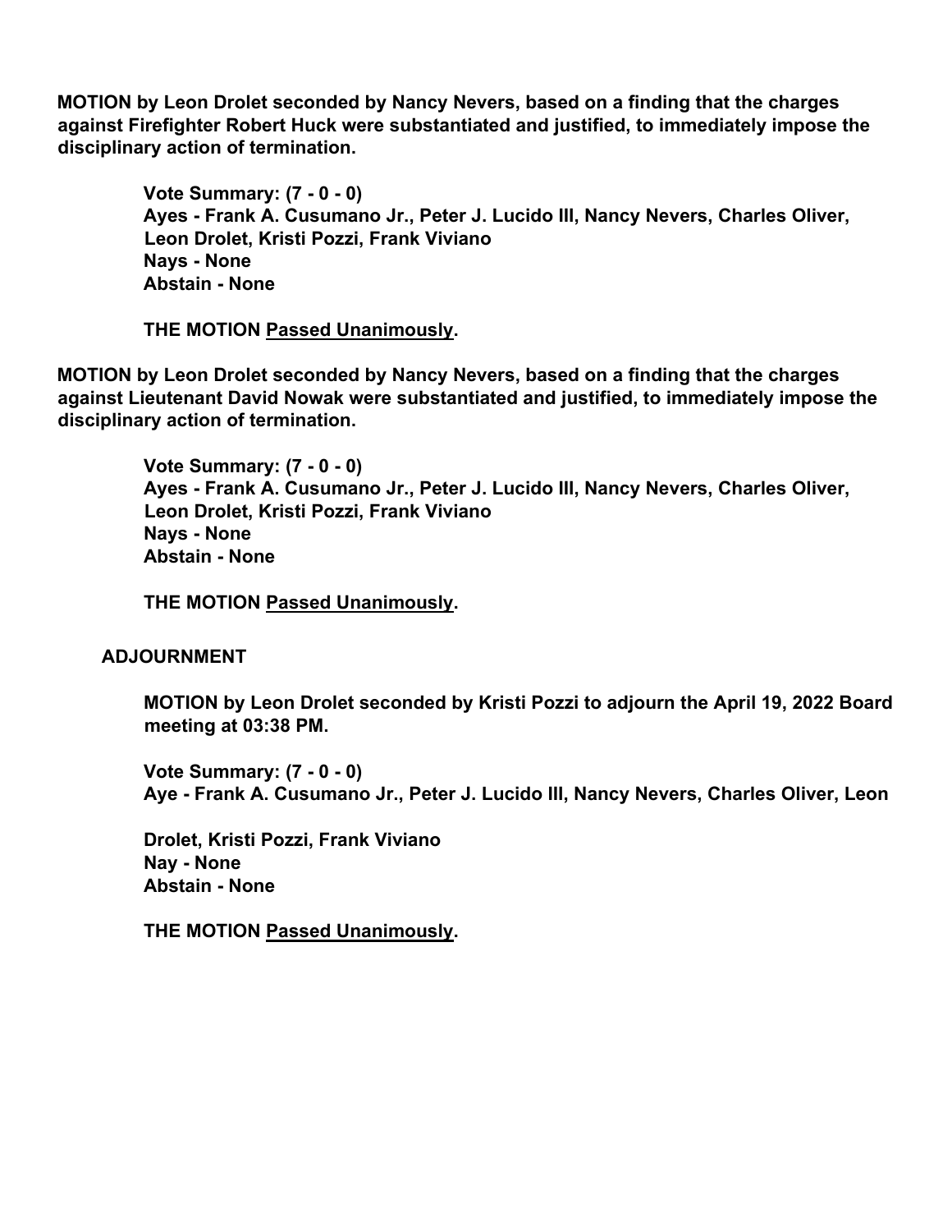**MOTION by Leon Drolet seconded by Nancy Nevers, based on a finding that the charges against Firefighter Robert Huck were substantiated and justified, to immediately impose the disciplinary action of termination.**

**Vote Summary: (7 - 0 - 0)**
**Ayes - Frank A. Cusumano Jr., Peter J. Lucido III, Nancy Nevers, Charles Oliver, Leon Drolet, Kristi Pozzi, Frank Viviano**
**Nays - None**
**Abstain - None**

**THE MOTION Passed Unanimously.**

**MOTION by Leon Drolet seconded by Nancy Nevers, based on a finding that the charges against Lieutenant David Nowak were substantiated and justified, to immediately impose the disciplinary action of termination.**

**Vote Summary: (7 - 0 - 0)**
**Ayes - Frank A. Cusumano Jr., Peter J. Lucido III, Nancy Nevers, Charles Oliver, Leon Drolet, Kristi Pozzi, Frank Viviano**
**Nays - None**
**Abstain - None**

**THE MOTION Passed Unanimously.**

## ADJOURNMENT

**MOTION by Leon Drolet seconded by Kristi Pozzi to adjourn the April 19, 2022 Board meeting at 03:38 PM.**

**Vote Summary: (7 - 0 - 0)**
**Aye - Frank A. Cusumano Jr., Peter J. Lucido III, Nancy Nevers, Charles Oliver, Leon Drolet, Kristi Pozzi, Frank Viviano**
**Nay - None**
**Abstain - None**

**THE MOTION Passed Unanimously.**